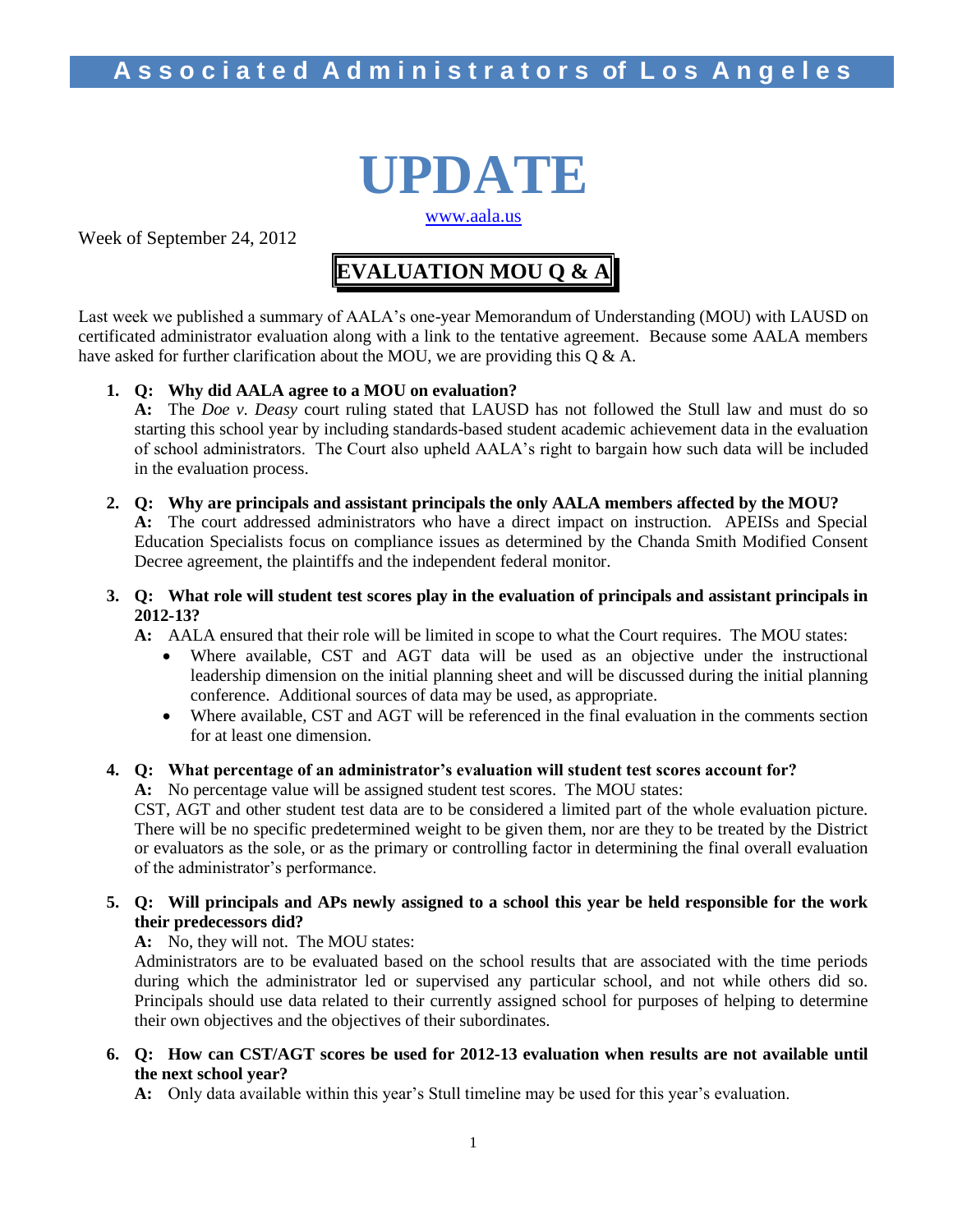**Associated Administrators of Los Angeles**

# UPDATE

www.aala.us

Week of September 24, 2012

## EVALUATION MOU Q & A

Last week we published a summary of AALA's one-year Memorandum of Understanding (MOU) with LAUSD on certificated administrator evaluation along with a link to the tentative agreement. Because some AALA members have asked for further clarification about the MOU, we are providing this Q & A.

1. **Q: Why did AALA agree to a MOU on evaluation?**
   **A:** The *Doe v. Deasy* court ruling stated that LAUSD has not followed the Stull law and must do so starting this school year by including standards-based student academic achievement data in the evaluation of school administrators. The Court also upheld AALA's right to bargain how such data will be included in the evaluation process.

2. **Q: Why are principals and assistant principals the only AALA members affected by the MOU?**
   **A:** The court addressed administrators who have a direct impact on instruction. APEISs and Special Education Specialists focus on compliance issues as determined by the Chanda Smith Modified Consent Decree agreement, the plaintiffs and the independent federal monitor.

3. **Q: What role will student test scores play in the evaluation of principals and assistant principals in 2012-13?**
   **A:** AALA ensured that their role will be limited in scope to what the Court requires. The MOU states:
   - Where available, CST and AGT data will be used as an objective under the instructional leadership dimension on the initial planning sheet and will be discussed during the initial planning conference. Additional sources of data may be used, as appropriate.
   - Where available, CST and AGT will be referenced in the final evaluation in the comments section for at least one dimension.

4. **Q: What percentage of an administrator's evaluation will student test scores account for?**
   **A:** No percentage value will be assigned student test scores. The MOU states:
   CST, AGT and other student test data are to be considered a limited part of the whole evaluation picture. There will be no specific predetermined weight to be given them, nor are they to be treated by the District or evaluators as the sole, or as the primary or controlling factor in determining the final overall evaluation of the administrator's performance.

5. **Q: Will principals and APs newly assigned to a school this year be held responsible for the work their predecessors did?**
   **A:** No, they will not. The MOU states:
   Administrators are to be evaluated based on the school results that are associated with the time periods during which the administrator led or supervised any particular school, and not while others did so. Principals should use data related to their currently assigned school for purposes of helping to determine their own objectives and the objectives of their subordinates.

6. **Q: How can CST/AGT scores be used for 2012-13 evaluation when results are not available until the next school year?**
   **A:** Only data available within this year's Stull timeline may be used for this year's evaluation.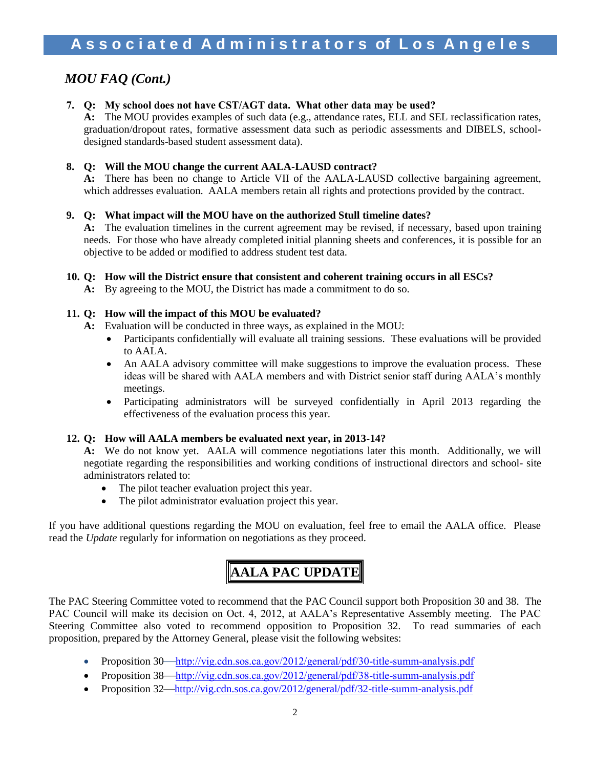## *MOU FAQ (Cont.)*

7. **Q: My school does not have CST/AGT data. What other data may be used?**
   **A:** The MOU provides examples of such data (e.g., attendance rates, ELL and SEL reclassification rates, graduation/dropout rates, formative assessment data such as periodic assessments and DIBELS, school-designed standards-based student assessment data).

8. **Q: Will the MOU change the current AALA-LAUSD contract?**
   **A:** There has been no change to Article VII of the AALA-LAUSD collective bargaining agreement, which addresses evaluation. AALA members retain all rights and protections provided by the contract.

9. **Q: What impact will the MOU have on the authorized Stull timeline dates?**
   **A:** The evaluation timelines in the current agreement may be revised, if necessary, based upon training needs. For those who have already completed initial planning sheets and conferences, it is possible for an objective to be added or modified to address student test data.

10. **Q: How will the District ensure that consistent and coherent training occurs in all ESCs?**
    **A:** By agreeing to the MOU, the District has made a commitment to do so.

11. **Q: How will the impact of this MOU be evaluated?**
    **A:** Evaluation will be conducted in three ways, as explained in the MOU:
    - Participants confidentially will evaluate all training sessions. These evaluations will be provided to AALA.
    - An AALA advisory committee will make suggestions to improve the evaluation process. These ideas will be shared with AALA members and with District senior staff during AALA's monthly meetings.
    - Participating administrators will be surveyed confidentially in April 2013 regarding the effectiveness of the evaluation process this year.

12. **Q: How will AALA members be evaluated next year, in 2013-14?**
    **A:** We do not know yet. AALA will commence negotiations later this month. Additionally, we will negotiate regarding the responsibilities and working conditions of instructional directors and school- site administrators related to:
    - The pilot teacher evaluation project this year.
    - The pilot administrator evaluation project this year.

If you have additional questions regarding the MOU on evaluation, feel free to email the AALA office. Please read the *Update* regularly for information on negotiations as they proceed.

## AALA PAC UPDATE

The PAC Steering Committee voted to recommend that the PAC Council support both Proposition 30 and 38. The PAC Council will make its decision on Oct. 4, 2012, at AALA's Representative Assembly meeting. The PAC Steering Committee also voted to recommend opposition to Proposition 32. To read summaries of each proposition, prepared by the Attorney General, please visit the following websites:

- Proposition 30—http://vig.cdn.sos.ca.gov/2012/general/pdf/30-title-summ-analysis.pdf
- Proposition 38—http://vig.cdn.sos.ca.gov/2012/general/pdf/38-title-summ-analysis.pdf
- Proposition 32—http://vig.cdn.sos.ca.gov/2012/general/pdf/32-title-summ-analysis.pdf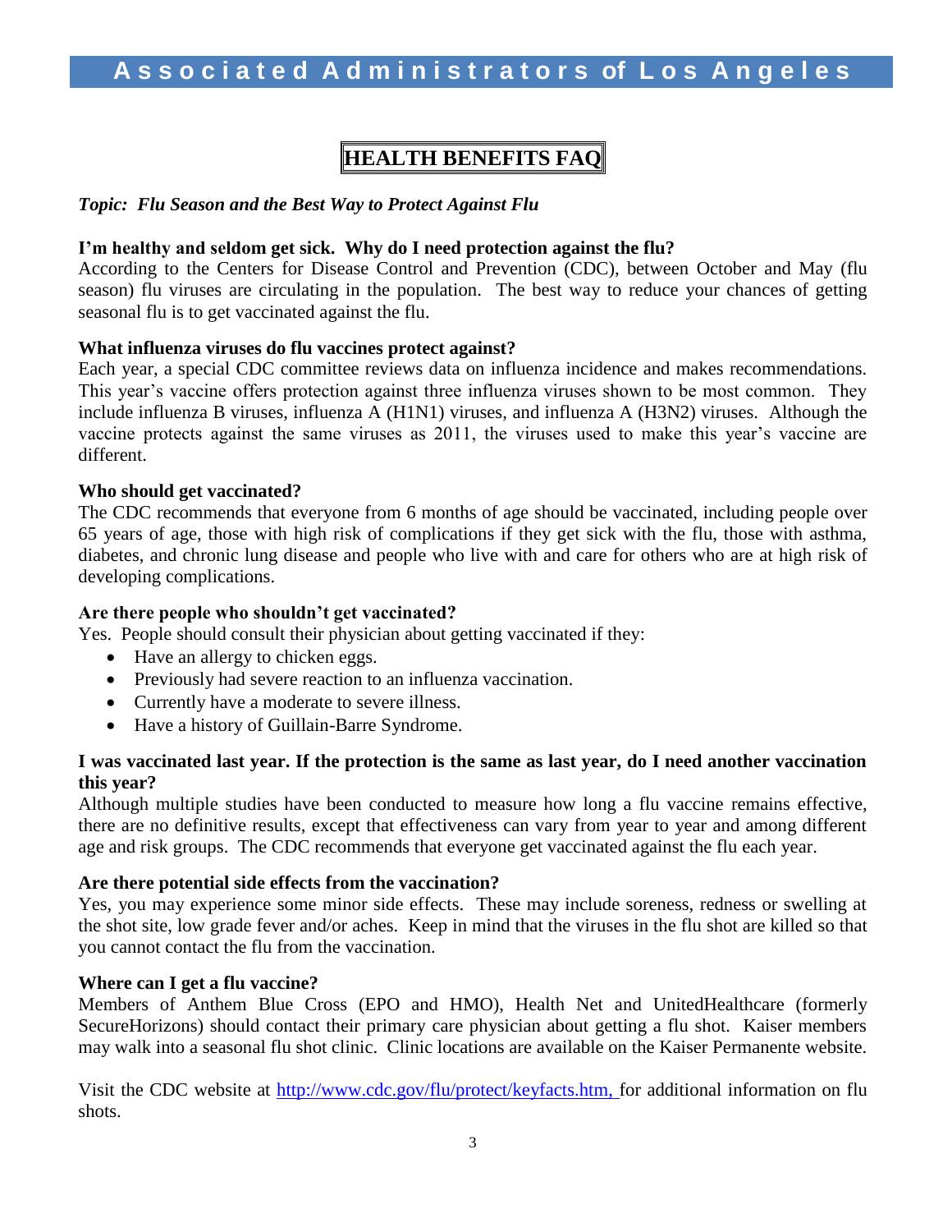# HEALTH BENEFITS FAQ

*Topic: Flu Season and the Best Way to Protect Against Flu*

**I'm healthy and seldom get sick. Why do I need protection against the flu?**

According to the Centers for Disease Control and Prevention (CDC), between October and May (flu season) flu viruses are circulating in the population. The best way to reduce your chances of getting seasonal flu is to get vaccinated against the flu.

**What influenza viruses do flu vaccines protect against?**

Each year, a special CDC committee reviews data on influenza incidence and makes recommendations. This year's vaccine offers protection against three influenza viruses shown to be most common. They include influenza B viruses, influenza A (H1N1) viruses, and influenza A (H3N2) viruses. Although the vaccine protects against the same viruses as 2011, the viruses used to make this year's vaccine are different.

**Who should get vaccinated?**

The CDC recommends that everyone from 6 months of age should be vaccinated, including people over 65 years of age, those with high risk of complications if they get sick with the flu, those with asthma, diabetes, and chronic lung disease and people who live with and care for others who are at high risk of developing complications.

**Are there people who shouldn't get vaccinated?**

Yes. People should consult their physician about getting vaccinated if they:

- Have an allergy to chicken eggs.
- Previously had severe reaction to an influenza vaccination.
- Currently have a moderate to severe illness.
- Have a history of Guillain-Barre Syndrome.

**I was vaccinated last year. If the protection is the same as last year, do I need another vaccination this year?**

Although multiple studies have been conducted to measure how long a flu vaccine remains effective, there are no definitive results, except that effectiveness can vary from year to year and among different age and risk groups. The CDC recommends that everyone get vaccinated against the flu each year.

**Are there potential side effects from the vaccination?**

Yes, you may experience some minor side effects. These may include soreness, redness or swelling at the shot site, low grade fever and/or aches. Keep in mind that the viruses in the flu shot are killed so that you cannot contact the flu from the vaccination.

**Where can I get a flu vaccine?**

Members of Anthem Blue Cross (EPO and HMO), Health Net and UnitedHealthcare (formerly SecureHorizons) should contact their primary care physician about getting a flu shot. Kaiser members may walk into a seasonal flu shot clinic. Clinic locations are available on the Kaiser Permanente website.

Visit the CDC website at [http://www.cdc.gov/flu/protect/keyfacts.htm,](http://www.cdc.gov/flu/protect/keyfacts.htm) for additional information on flu shots.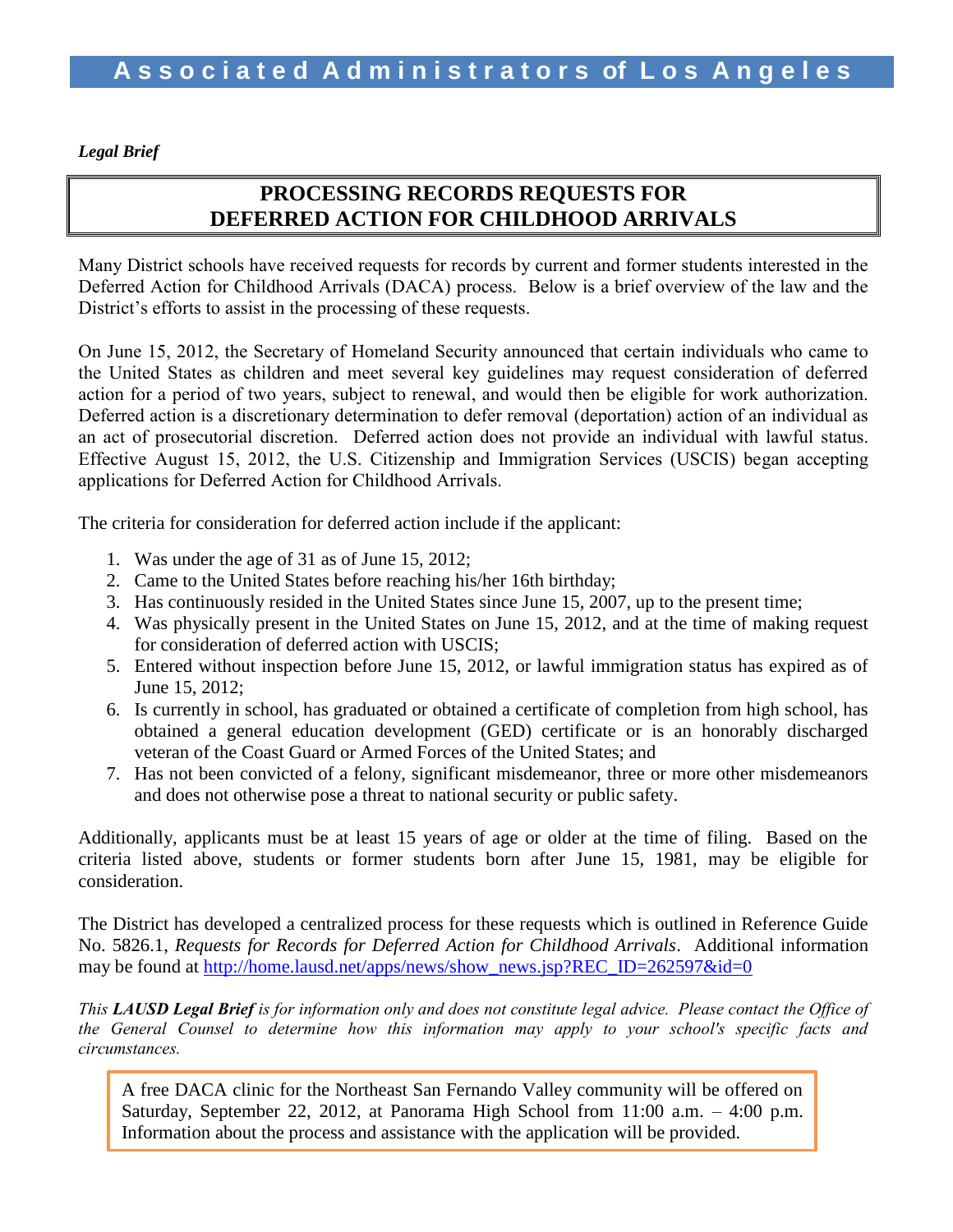Associated Administrators of Los Angeles

*Legal Brief*

# PROCESSING RECORDS REQUESTS FOR DEFERRED ACTION FOR CHILDHOOD ARRIVALS

Many District schools have received requests for records by current and former students interested in the Deferred Action for Childhood Arrivals (DACA) process. Below is a brief overview of the law and the District's efforts to assist in the processing of these requests.

On June 15, 2012, the Secretary of Homeland Security announced that certain individuals who came to the United States as children and meet several key guidelines may request consideration of deferred action for a period of two years, subject to renewal, and would then be eligible for work authorization. Deferred action is a discretionary determination to defer removal (deportation) action of an individual as an act of prosecutorial discretion. Deferred action does not provide an individual with lawful status. Effective August 15, 2012, the U.S. Citizenship and Immigration Services (USCIS) began accepting applications for Deferred Action for Childhood Arrivals.

The criteria for consideration for deferred action include if the applicant:

1. Was under the age of 31 as of June 15, 2012;
2. Came to the United States before reaching his/her 16th birthday;
3. Has continuously resided in the United States since June 15, 2007, up to the present time;
4. Was physically present in the United States on June 15, 2012, and at the time of making request for consideration of deferred action with USCIS;
5. Entered without inspection before June 15, 2012, or lawful immigration status has expired as of June 15, 2012;
6. Is currently in school, has graduated or obtained a certificate of completion from high school, has obtained a general education development (GED) certificate or is an honorably discharged veteran of the Coast Guard or Armed Forces of the United States; and
7. Has not been convicted of a felony, significant misdemeanor, three or more other misdemeanors and does not otherwise pose a threat to national security or public safety.

Additionally, applicants must be at least 15 years of age or older at the time of filing. Based on the criteria listed above, students or former students born after June 15, 1981, may be eligible for consideration.

The District has developed a centralized process for these requests which is outlined in Reference Guide No. 5826.1, *Requests for Records for Deferred Action for Childhood Arrivals*. Additional information may be found at http://home.lausd.net/apps/news/show_news.jsp?REC_ID=262597&id=0

*This **LAUSD Legal Brief** is for information only and does not constitute legal advice. Please contact the Office of the General Counsel to determine how this information may apply to your school's specific facts and circumstances.*

A free DACA clinic for the Northeast San Fernando Valley community will be offered on Saturday, September 22, 2012, at Panorama High School from 11:00 a.m. – 4:00 p.m. Information about the process and assistance with the application will be provided.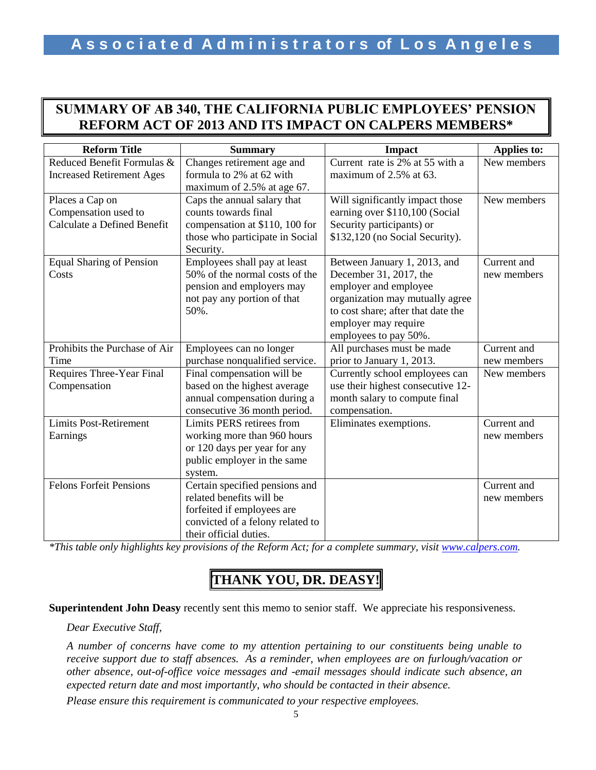## SUMMARY OF AB 340, THE CALIFORNIA PUBLIC EMPLOYEES' PENSION REFORM ACT OF 2013 AND ITS IMPACT ON CALPERS MEMBERS*

| Reform Title | Summary | Impact | Applies to: |
|---|---|---|---|
| Reduced Benefit Formulas & Increased Retirement Ages | Changes retirement age and formula to 2% at 62 with maximum of 2.5% at age 67. | Current rate is 2% at 55 with a maximum of 2.5% at 63. | New members |
| Places a Cap on Compensation used to Calculate a Defined Benefit | Caps the annual salary that counts towards final compensation at $110, 100 for those who participate in Social Security. | Will significantly impact those earning over $110,100 (Social Security participants) or $132,120 (no Social Security). | New members |
| Equal Sharing of Pension Costs | Employees shall pay at least 50% of the normal costs of the pension and employers may not pay any portion of that 50%. | Between January 1, 2013, and December 31, 2017, the employer and employee organization may mutually agree to cost share; after that date the employer may require employees to pay 50%. | Current and new members |
| Prohibits the Purchase of Air Time | Employees can no longer purchase nonqualified service. | All purchases must be made prior to January 1, 2013. | Current and new members |
| Requires Three-Year Final Compensation | Final compensation will be based on the highest average annual compensation during a consecutive 36 month period. | Currently school employees can use their highest consecutive 12-month salary to compute final compensation. | New members |
| Limits Post-Retirement Earnings | Limits PERS retirees from working more than 960 hours or 120 days per year for any public employer in the same system. | Eliminates exemptions. | Current and new members |
| Felons Forfeit Pensions | Certain specified pensions and related benefits will be forfeited if employees are convicted of a felony related to their official duties. | | Current and new members |

*\*This table only highlights key provisions of the Reform Act; for a complete summary, visit [www.calpers.com](http://www.calpers.com).*

## THANK YOU, DR. DEASY!

**Superintendent John Deasy** recently sent this memo to senior staff. We appreciate his responsiveness.

*Dear Executive Staff,*

*A number of concerns have come to my attention pertaining to our constituents being unable to receive support due to staff absences. As a reminder, when employees are on furlough/vacation or other absence, out-of-office voice messages and -email messages should indicate such absence, an expected return date and most importantly, who should be contacted in their absence.*

*Please ensure this requirement is communicated to your respective employees.*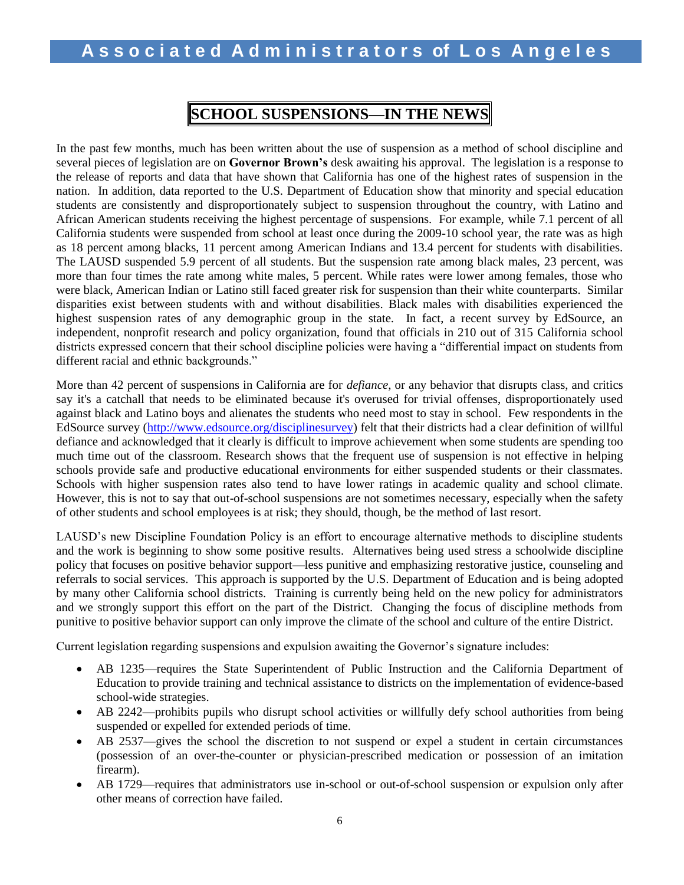# SCHOOL SUSPENSIONS—IN THE NEWS

In the past few months, much has been written about the use of suspension as a method of school discipline and several pieces of legislation are on **Governor Brown's** desk awaiting his approval. The legislation is a response to the release of reports and data that have shown that California has one of the highest rates of suspension in the nation. In addition, data reported to the U.S. Department of Education show that minority and special education students are consistently and disproportionately subject to suspension throughout the country, with Latino and African American students receiving the highest percentage of suspensions. For example, while 7.1 percent of all California students were suspended from school at least once during the 2009-10 school year, the rate was as high as 18 percent among blacks, 11 percent among American Indians and 13.4 percent for students with disabilities. The LAUSD suspended 5.9 percent of all students. But the suspension rate among black males, 23 percent, was more than four times the rate among white males, 5 percent. While rates were lower among females, those who were black, American Indian or Latino still faced greater risk for suspension than their white counterparts. Similar disparities exist between students with and without disabilities. Black males with disabilities experienced the highest suspension rates of any demographic group in the state. In fact, a recent survey by EdSource, an independent, nonprofit research and policy organization, found that officials in 210 out of 315 California school districts expressed concern that their school discipline policies were having a "differential impact on students from different racial and ethnic backgrounds."

More than 42 percent of suspensions in California are for *defiance*, or any behavior that disrupts class, and critics say it's a catchall that needs to be eliminated because it's overused for trivial offenses, disproportionately used against black and Latino boys and alienates the students who need most to stay in school. Few respondents in the EdSource survey ([http://www.edsource.org/disciplinesurvey](http://www.edsource.org/disciplinesurvey)) felt that their districts had a clear definition of willful defiance and acknowledged that it clearly is difficult to improve achievement when some students are spending too much time out of the classroom. Research shows that the frequent use of suspension is not effective in helping schools provide safe and productive educational environments for either suspended students or their classmates. Schools with higher suspension rates also tend to have lower ratings in academic quality and school climate. However, this is not to say that out-of-school suspensions are not sometimes necessary, especially when the safety of other students and school employees is at risk; they should, though, be the method of last resort.

LAUSD's new Discipline Foundation Policy is an effort to encourage alternative methods to discipline students and the work is beginning to show some positive results. Alternatives being used stress a schoolwide discipline policy that focuses on positive behavior support—less punitive and emphasizing restorative justice, counseling and referrals to social services. This approach is supported by the U.S. Department of Education and is being adopted by many other California school districts. Training is currently being held on the new policy for administrators and we strongly support this effort on the part of the District. Changing the focus of discipline methods from punitive to positive behavior support can only improve the climate of the school and culture of the entire District.

Current legislation regarding suspensions and expulsion awaiting the Governor's signature includes:

- AB 1235—requires the State Superintendent of Public Instruction and the California Department of Education to provide training and technical assistance to districts on the implementation of evidence-based school-wide strategies.
- AB 2242—prohibits pupils who disrupt school activities or willfully defy school authorities from being suspended or expelled for extended periods of time.
- AB 2537—gives the school the discretion to not suspend or expel a student in certain circumstances (possession of an over-the-counter or physician-prescribed medication or possession of an imitation firearm).
- AB 1729—requires that administrators use in-school or out-of-school suspension or expulsion only after other means of correction have failed.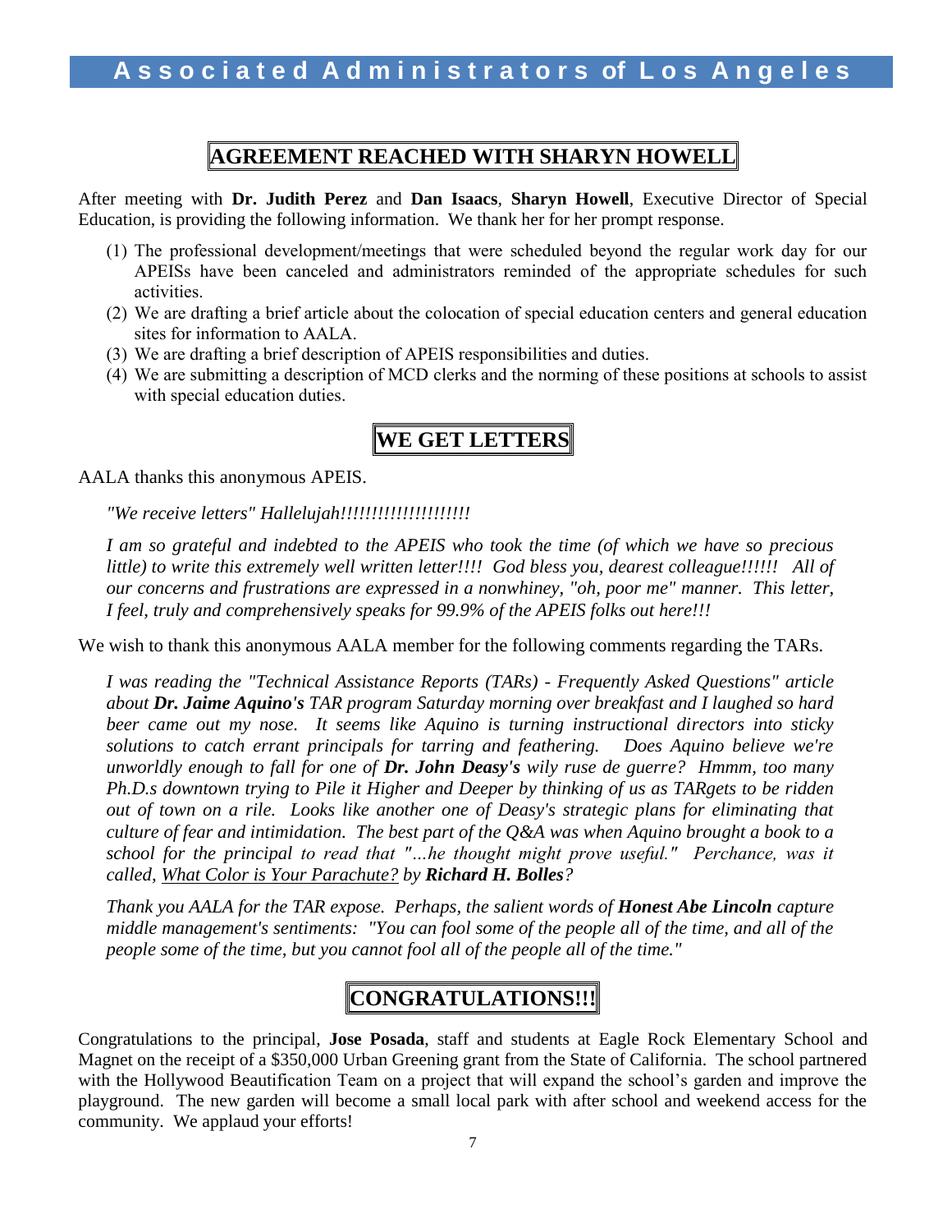## AGREEMENT REACHED WITH SHARYN HOWELL

After meeting with **Dr. Judith Perez** and **Dan Isaacs**, **Sharyn Howell**, Executive Director of Special Education, is providing the following information. We thank her for her prompt response.

(1) The professional development/meetings that were scheduled beyond the regular work day for our APEISs have been canceled and administrators reminded of the appropriate schedules for such activities.
(2) We are drafting a brief article about the colocation of special education centers and general education sites for information to AALA.
(3) We are drafting a brief description of APEIS responsibilities and duties.
(4) We are submitting a description of MCD clerks and the norming of these positions at schools to assist with special education duties.

## WE GET LETTERS

AALA thanks this anonymous APEIS.

*"We receive letters" Hallelujah!!!!!!!!!!!!!!!!!!!!*

*I am so grateful and indebted to the APEIS who took the time (of which we have so precious little) to write this extremely well written letter!!!! God bless you, dearest colleague!!!!!! All of our concerns and frustrations are expressed in a nonwhiney, "oh, poor me" manner. This letter, I feel, truly and comprehensively speaks for 99.9% of the APEIS folks out here!!!*

We wish to thank this anonymous AALA member for the following comments regarding the TARs.

*I was reading the "Technical Assistance Reports (TARs) - Frequently Asked Questions" article about **Dr. Jaime Aquino's** TAR program Saturday morning over breakfast and I laughed so hard beer came out my nose. It seems like Aquino is turning instructional directors into sticky solutions to catch errant principals for tarring and feathering. Does Aquino believe we're unworldly enough to fall for one of **Dr. John Deasy's** wily ruse de guerre? Hmmm, too many Ph.D.s downtown trying to Pile it Higher and Deeper by thinking of us as TARgets to be ridden out of town on a rile. Looks like another one of Deasy's strategic plans for eliminating that culture of fear and intimidation. The best part of the Q&A was when Aquino brought a book to a school for the principal to read that "...he thought might prove useful." Perchance, was it called, <u>What Color is Your Parachute?</u> by **Richard H. Bolles**?*

*Thank you AALA for the TAR expose. Perhaps, the salient words of **Honest Abe Lincoln** capture middle management's sentiments: "You can fool some of the people all of the time, and all of the people some of the time, but you cannot fool all of the people all of the time."*

## CONGRATULATIONS!!!

Congratulations to the principal, **Jose Posada**, staff and students at Eagle Rock Elementary School and Magnet on the receipt of a $350,000 Urban Greening grant from the State of California. The school partnered with the Hollywood Beautification Team on a project that will expand the school's garden and improve the playground. The new garden will become a small local park with after school and weekend access for the community. We applaud your efforts!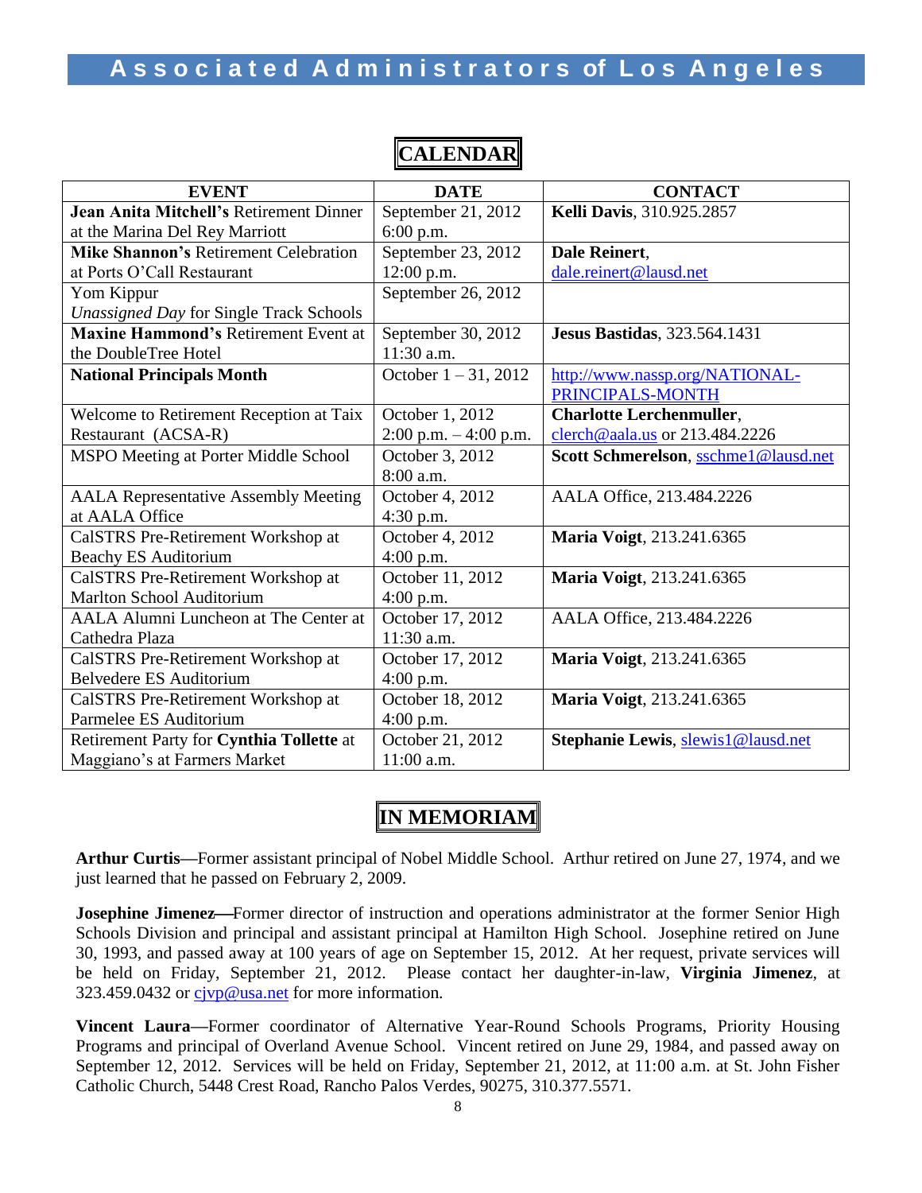# CALENDAR

| EVENT | DATE | CONTACT |
|---|---|---|
| **Jean Anita Mitchell's** Retirement Dinner at the Marina Del Rey Marriott | September 21, 2012 6:00 p.m. | **Kelli Davis**, 310.925.2857 |
| **Mike Shannon's** Retirement Celebration at Ports O'Call Restaurant | September 23, 2012 12:00 p.m. | **Dale Reinert**, dale.reinert@lausd.net |
| Yom Kippur *Unassigned Day* for Single Track Schools | September 26, 2012 | |
| **Maxine Hammond's** Retirement Event at the DoubleTree Hotel | September 30, 2012 11:30 a.m. | **Jesus Bastidas**, 323.564.1431 |
| **National Principals Month** | October 1 – 31, 2012 | http://www.nassp.org/NATIONAL-PRINCIPALS-MONTH |
| Welcome to Retirement Reception at Taix Restaurant (ACSA-R) | October 1, 2012 2:00 p.m. – 4:00 p.m. | **Charlotte Lerchenmuller**, clerch@aala.us or 213.484.2226 |
| MSPO Meeting at Porter Middle School | October 3, 2012 8:00 a.m. | **Scott Schmerelson**, sschme1@lausd.net |
| AALA Representative Assembly Meeting at AALA Office | October 4, 2012 4:30 p.m. | AALA Office, 213.484.2226 |
| CalSTRS Pre-Retirement Workshop at Beachy ES Auditorium | October 4, 2012 4:00 p.m. | **Maria Voigt**, 213.241.6365 |
| CalSTRS Pre-Retirement Workshop at Marlton School Auditorium | October 11, 2012 4:00 p.m. | **Maria Voigt**, 213.241.6365 |
| AALA Alumni Luncheon at The Center at Cathedra Plaza | October 17, 2012 11:30 a.m. | AALA Office, 213.484.2226 |
| CalSTRS Pre-Retirement Workshop at Belvedere ES Auditorium | October 17, 2012 4:00 p.m. | **Maria Voigt**, 213.241.6365 |
| CalSTRS Pre-Retirement Workshop at Parmelee ES Auditorium | October 18, 2012 4:00 p.m. | **Maria Voigt**, 213.241.6365 |
| Retirement Party for **Cynthia Tollette** at Maggiano's at Farmers Market | October 21, 2012 11:00 a.m. | **Stephanie Lewis**, slewis1@lausd.net |

# IN MEMORIAM

**Arthur Curtis—**Former assistant principal of Nobel Middle School. Arthur retired on June 27, 1974, and we just learned that he passed on February 2, 2009.

**Josephine Jimenez—**Former director of instruction and operations administrator at the former Senior High Schools Division and principal and assistant principal at Hamilton High School. Josephine retired on June 30, 1993, and passed away at 100 years of age on September 15, 2012. At her request, private services will be held on Friday, September 21, 2012. Please contact her daughter-in-law, **Virginia Jimenez**, at 323.459.0432 or cjvp@usa.net for more information.

**Vincent Laura—**Former coordinator of Alternative Year-Round Schools Programs, Priority Housing Programs and principal of Overland Avenue School. Vincent retired on June 29, 1984, and passed away on September 12, 2012. Services will be held on Friday, September 21, 2012, at 11:00 a.m. at St. John Fisher Catholic Church, 5448 Crest Road, Rancho Palos Verdes, 90275, 310.377.5571.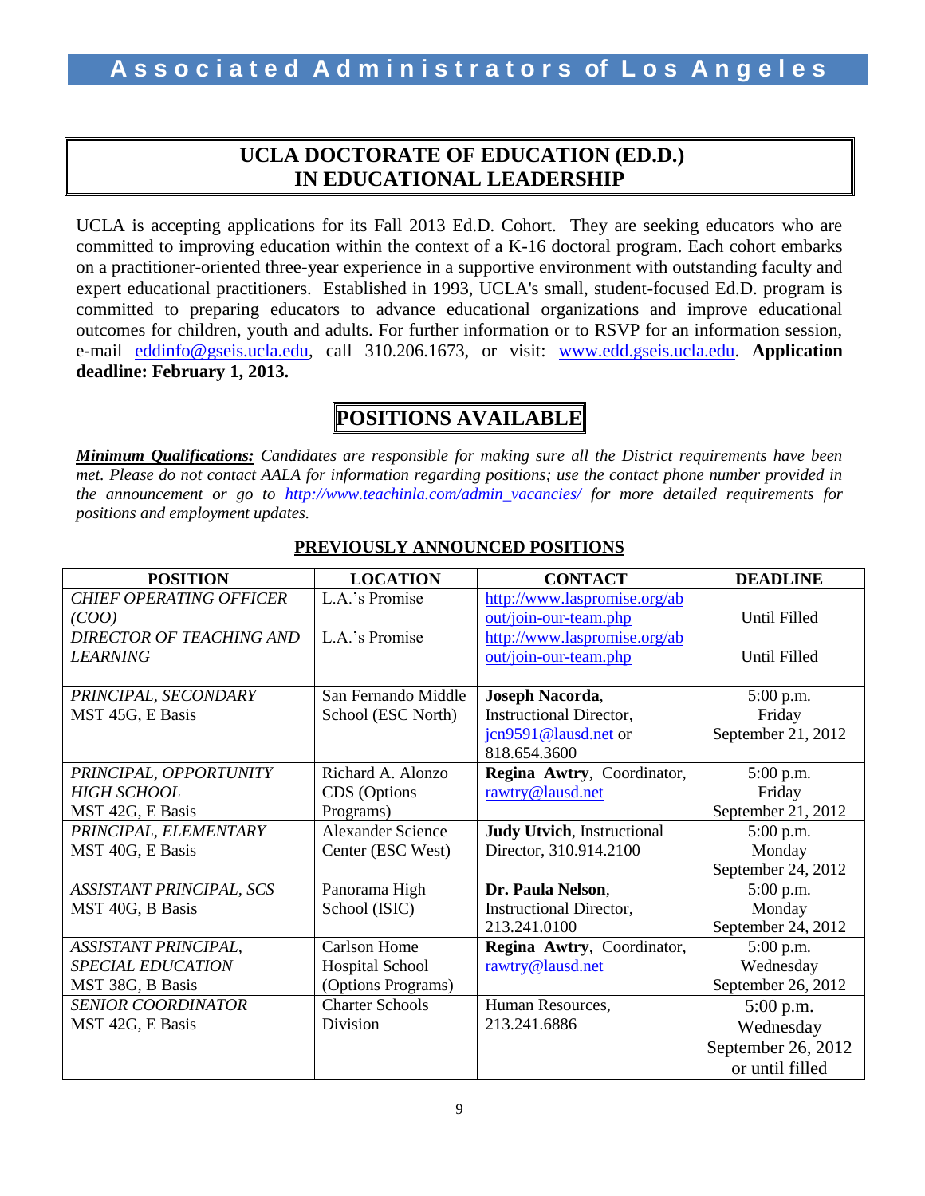# UCLA DOCTORATE OF EDUCATION (ED.D.) IN EDUCATIONAL LEADERSHIP

UCLA is accepting applications for its Fall 2013 Ed.D. Cohort. They are seeking educators who are committed to improving education within the context of a K-16 doctoral program. Each cohort embarks on a practitioner-oriented three-year experience in a supportive environment with outstanding faculty and expert educational practitioners. Established in 1993, UCLA's small, student-focused Ed.D. program is committed to preparing educators to advance educational organizations and improve educational outcomes for children, youth and adults. For further information or to RSVP for an information session, e-mail eddinfo@gseis.ucla.edu, call 310.206.1673, or visit: www.edd.gseis.ucla.edu. **Application deadline: February 1, 2013.**

# POSITIONS AVAILABLE

***Minimum Qualifications:*** *Candidates are responsible for making sure all the District requirements have been met. Please do not contact AALA for information regarding positions; use the contact phone number provided in the announcement or go to http://www.teachinla.com/admin_vacancies/ for more detailed requirements for positions and employment updates.*

## PREVIOUSLY ANNOUNCED POSITIONS

| POSITION | LOCATION | CONTACT | DEADLINE |
|---|---|---|---|
| *CHIEF OPERATING OFFICER (COO)* | L.A.'s Promise | http://www.laspromise.org/about/join-our-team.php | Until Filled |
| *DIRECTOR OF TEACHING AND LEARNING* | L.A.'s Promise | http://www.laspromise.org/about/join-our-team.php | Until Filled |
| *PRINCIPAL, SECONDARY* MST 45G, E Basis | San Fernando Middle School (ESC North) | **Joseph Nacorda**, Instructional Director, jcn9591@lausd.net or 818.654.3600 | 5:00 p.m. Friday September 21, 2012 |
| *PRINCIPAL, OPPORTUNITY HIGH SCHOOL* MST 42G, E Basis | Richard A. Alonzo CDS (Options Programs) | **Regina Awtry**, Coordinator, rawtry@lausd.net | 5:00 p.m. Friday September 21, 2012 |
| *PRINCIPAL, ELEMENTARY* MST 40G, E Basis | Alexander Science Center (ESC West) | **Judy Utvich**, Instructional Director, 310.914.2100 | 5:00 p.m. Monday September 24, 2012 |
| *ASSISTANT PRINCIPAL, SCS* MST 40G, B Basis | Panorama High School (ISIC) | **Dr. Paula Nelson**, Instructional Director, 213.241.0100 | 5:00 p.m. Monday September 24, 2012 |
| *ASSISTANT PRINCIPAL, SPECIAL EDUCATION* MST 38G, B Basis | Carlson Home Hospital School (Options Programs) | **Regina Awtry**, Coordinator, rawtry@lausd.net | 5:00 p.m. Wednesday September 26, 2012 |
| *SENIOR COORDINATOR* MST 42G, E Basis | Charter Schools Division | Human Resources, 213.241.6886 | 5:00 p.m. Wednesday September 26, 2012 or until filled |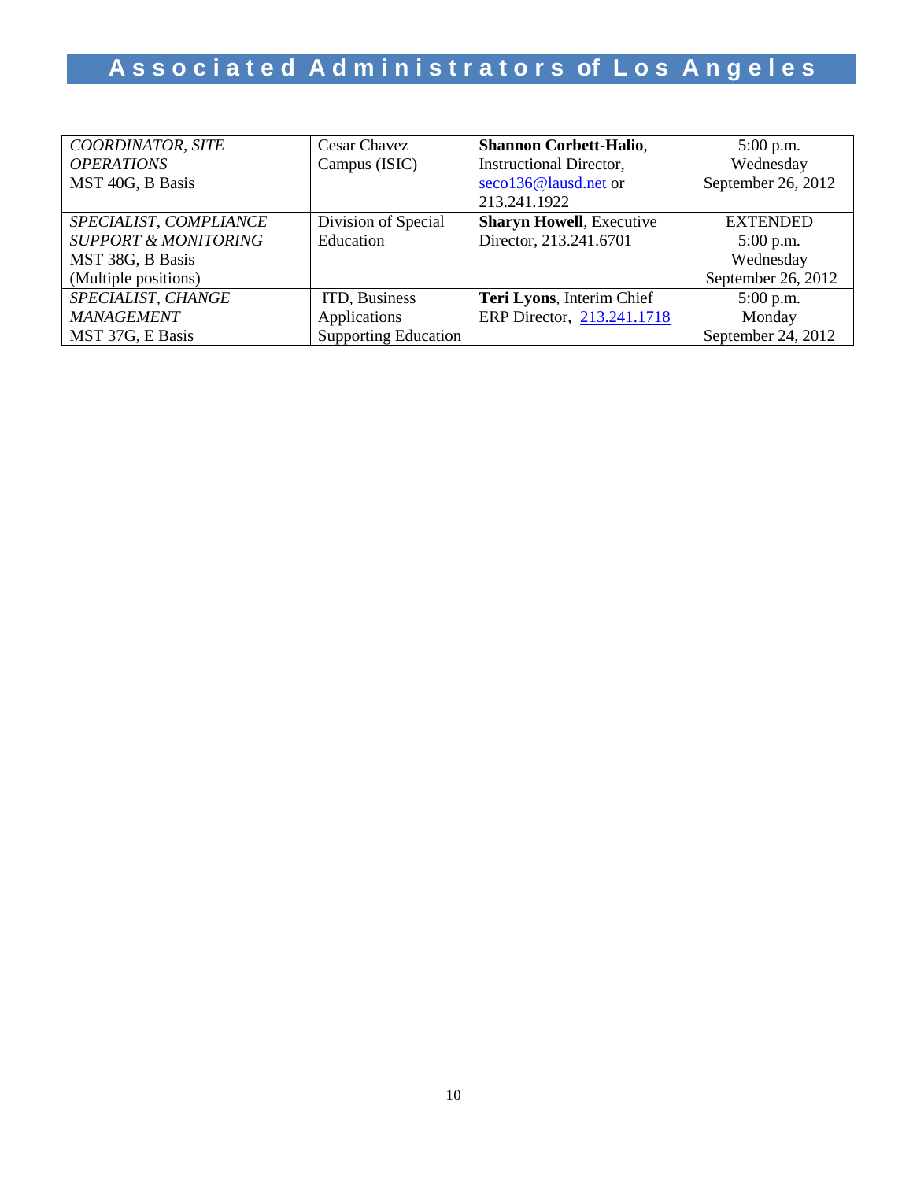| | | | |
|---|---|---|---|
| *COORDINATOR, SITE OPERATIONS* MST 40G, B Basis | Cesar Chavez Campus (ISIC) | **Shannon Corbett-Halio**, Instructional Director, seco136@lausd.net or 213.241.1922 | 5:00 p.m. Wednesday September 26, 2012 |
| *SPECIALIST, COMPLIANCE SUPPORT & MONITORING* MST 38G, B Basis (Multiple positions) | Division of Special Education | **Sharyn Howell**, Executive Director, 213.241.6701 | EXTENDED 5:00 p.m. Wednesday September 26, 2012 |
| *SPECIALIST, CHANGE MANAGEMENT* MST 37G, E Basis | ITD, Business Applications Supporting Education | **Teri Lyons**, Interim Chief ERP Director, 213.241.1718 | 5:00 p.m. Monday September 24, 2012 |